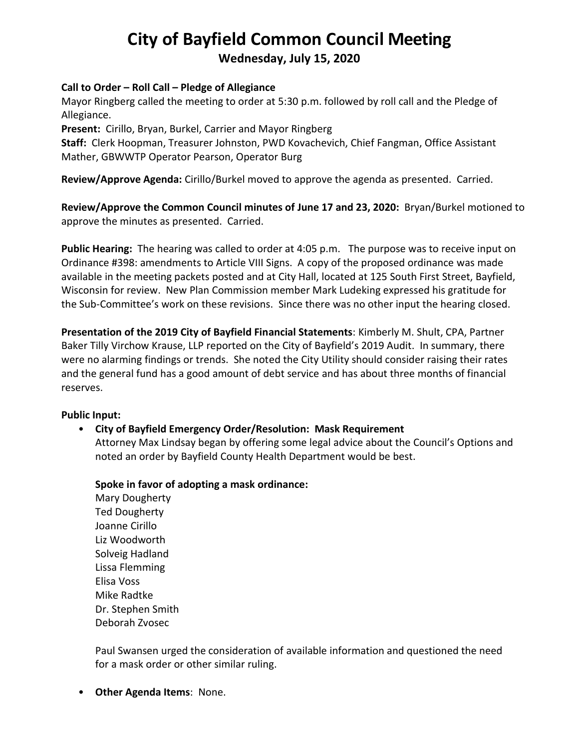# City of Bayfield Common Council Meeting

## Wednesday, July 15, 2020

**Call to Order – Roll Call – Pledge of Allegiance**

Mayor Ringberg called the meeting to order at 5:30 p.m. followed by roll call and the Pledge of Allegiance.

**Present:** Cirillo, Bryan, Burkel, Carrier and Mayor Ringberg

**Staff:** Clerk Hoopman, Treasurer Johnston, PWD Kovachevich, Chief Fangman, Office Assistant Mather, GBWWTP Operator Pearson, Operator Burg

**Review/Approve Agenda:** Cirillo/Burkel moved to approve the agenda as presented. Carried.

**Review/Approve the Common Council minutes of June 17 and 23, 2020:** Bryan/Burkel motioned to approve the minutes as presented. Carried.

**Public Hearing:** The hearing was called to order at 4:05 p.m. The purpose was to receive input on Ordinance #398: amendments to Article VIII Signs. A copy of the proposed ordinance was made available in the meeting packets posted and at City Hall, located at 125 South First Street, Bayfield, Wisconsin for review. New Plan Commission member Mark Ludeking expressed his gratitude for the Sub-Committee's work on these revisions. Since there was no other input the hearing closed.

**Presentation of the 2019 City of Bayfield Financial Statements**: Kimberly M. Shult, CPA, Partner Baker Tilly Virchow Krause, LLP reported on the City of Bayfield's 2019 Audit. In summary, there were no alarming findings or trends. She noted the City Utility should consider raising their rates and the general fund has a good amount of debt service and has about three months of financial reserves.

**Public Input:**

- **City of Bayfield Emergency Order/Resolution: Mask Requirement**

  Attorney Max Lindsay began by offering some legal advice about the Council's Options and noted an order by Bayfield County Health Department would be best.

  **Spoke in favor of adopting a mask ordinance:**

  Mary Dougherty
  Ted Dougherty
  Joanne Cirillo
  Liz Woodworth
  Solveig Hadland
  Lissa Flemming
  Elisa Voss
  Mike Radtke
  Dr. Stephen Smith
  Deborah Zvosec

  Paul Swansen urged the consideration of available information and questioned the need for a mask order or other similar ruling.

- **Other Agenda Items**: None.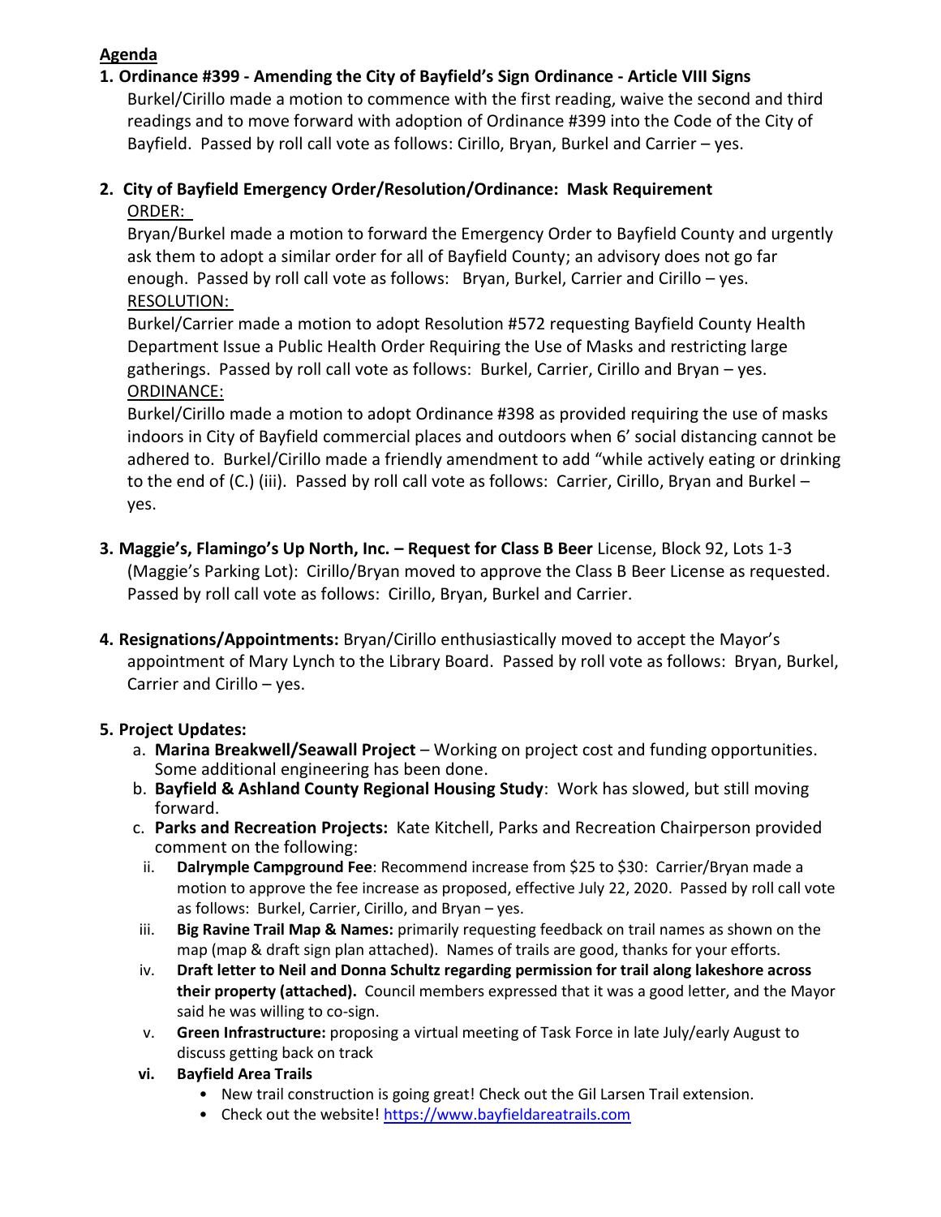**Agenda**

1. **Ordinance #399 - Amending the City of Bayfield's Sign Ordinance - Article VIII Signs**
   Burkel/Cirillo made a motion to commence with the first reading, waive the second and third readings and to move forward with adoption of Ordinance #399 into the Code of the City of Bayfield. Passed by roll call vote as follows: Cirillo, Bryan, Burkel and Carrier – yes.

2. **City of Bayfield Emergency Order/Resolution/Ordinance: Mask Requirement**
   ORDER:
   Bryan/Burkel made a motion to forward the Emergency Order to Bayfield County and urgently ask them to adopt a similar order for all of Bayfield County; an advisory does not go far enough. Passed by roll call vote as follows: Bryan, Burkel, Carrier and Cirillo – yes.
   RESOLUTION:
   Burkel/Carrier made a motion to adopt Resolution #572 requesting Bayfield County Health Department Issue a Public Health Order Requiring the Use of Masks and restricting large gatherings. Passed by roll call vote as follows: Burkel, Carrier, Cirillo and Bryan – yes.
   ORDINANCE:
   Burkel/Cirillo made a motion to adopt Ordinance #398 as provided requiring the use of masks indoors in City of Bayfield commercial places and outdoors when 6' social distancing cannot be adhered to. Burkel/Cirillo made a friendly amendment to add "while actively eating or drinking to the end of (C.) (iii). Passed by roll call vote as follows: Carrier, Cirillo, Bryan and Burkel – yes.

3. **Maggie's, Flamingo's Up North, Inc. – Request for Class B Beer** License, Block 92, Lots 1-3 (Maggie's Parking Lot): Cirillo/Bryan moved to approve the Class B Beer License as requested. Passed by roll call vote as follows: Cirillo, Bryan, Burkel and Carrier.

4. **Resignations/Appointments:** Bryan/Cirillo enthusiastically moved to accept the Mayor's appointment of Mary Lynch to the Library Board. Passed by roll vote as follows: Bryan, Burkel, Carrier and Cirillo – yes.

5. **Project Updates:**
   a. **Marina Breakwell/Seawall Project** – Working on project cost and funding opportunities. Some additional engineering has been done.
   b. **Bayfield & Ashland County Regional Housing Study**: Work has slowed, but still moving forward.
   c. **Parks and Recreation Projects:** Kate Kitchell, Parks and Recreation Chairperson provided comment on the following:
      ii. **Dalrymple Campground Fee**: Recommend increase from $25 to $30: Carrier/Bryan made a motion to approve the fee increase as proposed, effective July 22, 2020. Passed by roll call vote as follows: Burkel, Carrier, Cirillo, and Bryan – yes.
      iii. **Big Ravine Trail Map & Names:** primarily requesting feedback on trail names as shown on the map (map & draft sign plan attached). Names of trails are good, thanks for your efforts.
      iv. **Draft letter to Neil and Donna Schultz regarding permission for trail along lakeshore across their property (attached).** Council members expressed that it was a good letter, and the Mayor said he was willing to co-sign.
      v. **Green Infrastructure:** proposing a virtual meeting of Task Force in late July/early August to discuss getting back on track
      **vi. Bayfield Area Trails**
      - New trail construction is going great! Check out the Gil Larsen Trail extension.
      - Check out the website! https://www.bayfieldareatrails.com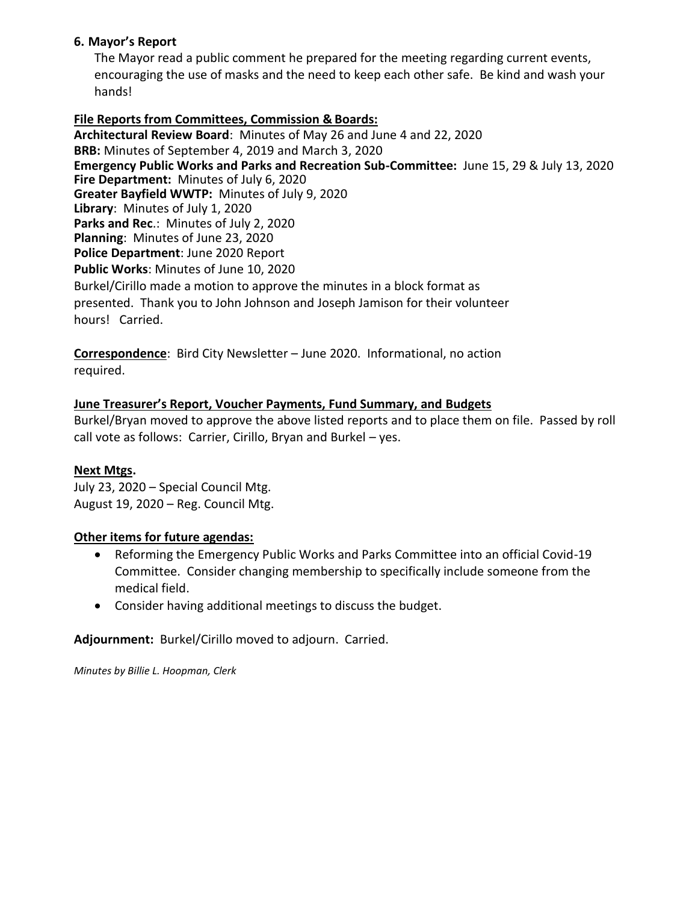**6. Mayor's Report**

The Mayor read a public comment he prepared for the meeting regarding current events, encouraging the use of masks and the need to keep each other safe. Be kind and wash your hands!

**File Reports from Committees, Commission & Boards:**

**Architectural Review Board**: Minutes of May 26 and June 4 and 22, 2020
**BRB:** Minutes of September 4, 2019 and March 3, 2020
**Emergency Public Works and Parks and Recreation Sub-Committee:** June 15, 29 & July 13, 2020
**Fire Department:** Minutes of July 6, 2020
**Greater Bayfield WWTP:** Minutes of July 9, 2020
**Library**: Minutes of July 1, 2020
**Parks and Rec**.: Minutes of July 2, 2020
**Planning**: Minutes of June 23, 2020
**Police Department**: June 2020 Report
**Public Works**: Minutes of June 10, 2020
Burkel/Cirillo made a motion to approve the minutes in a block format as presented. Thank you to John Johnson and Joseph Jamison for their volunteer hours! Carried.

**Correspondence**: Bird City Newsletter – June 2020. Informational, no action required.

**June Treasurer's Report, Voucher Payments, Fund Summary, and Budgets**

Burkel/Bryan moved to approve the above listed reports and to place them on file. Passed by roll call vote as follows: Carrier, Cirillo, Bryan and Burkel – yes.

**Next Mtgs.**

July 23, 2020 – Special Council Mtg.
August 19, 2020 – Reg. Council Mtg.

**Other items for future agendas:**

- Reforming the Emergency Public Works and Parks Committee into an official Covid-19 Committee. Consider changing membership to specifically include someone from the medical field.
- Consider having additional meetings to discuss the budget.

**Adjournment:** Burkel/Cirillo moved to adjourn. Carried.

*Minutes by Billie L. Hoopman, Clerk*